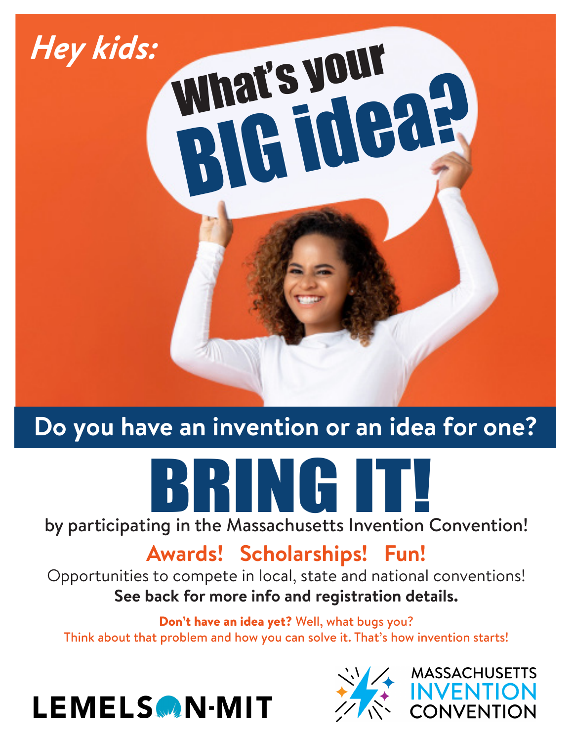*Hey kids:*

# What's your BIG idea?

## Do you have an invention or an idea for one?

# BRING IT!

by participating in the Massachusetts Invention Convention!

**Awards! Scholarships! Fun!**

Opportunities to compete in local, state and national conventions!

**See back for more info and registration details.**

**Don't have an idea yet?** Well, what bugs you?
Think about that problem and how you can solve it. That's how invention starts!

LEMELSON-MIT

MASSACHUSETTS INVENTION CONVENTION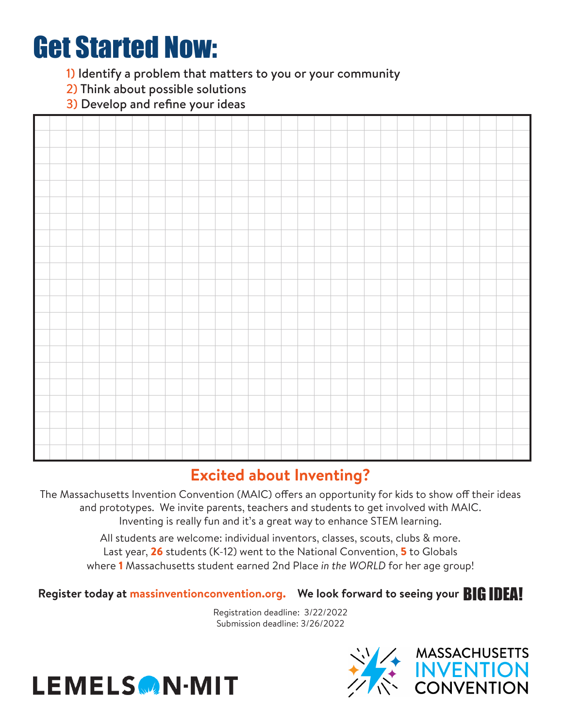# Get Started Now:

1) Identify a problem that matters to you or your community
2) Think about possible solutions
3) Develop and refine your ideas

## Excited about Inventing?

The Massachusetts Invention Convention (MAIC) offers an opportunity for kids to show off their ideas and prototypes. We invite parents, teachers and students to get involved with MAIC. Inventing is really fun and it's a great way to enhance STEM learning.

All students are welcome: individual inventors, classes, scouts, clubs & more. Last year, **26** students (K-12) went to the National Convention, **5** to Globals where **1** Massachusetts student earned 2nd Place *in the WORLD* for her age group!

**Register today at massinventionconvention.org. We look forward to seeing your BIG IDEA!**

Registration deadline: 3/22/2022
Submission deadline: 3/26/2022

LEMELSON-MIT

MASSACHUSETTS INVENTION CONVENTION